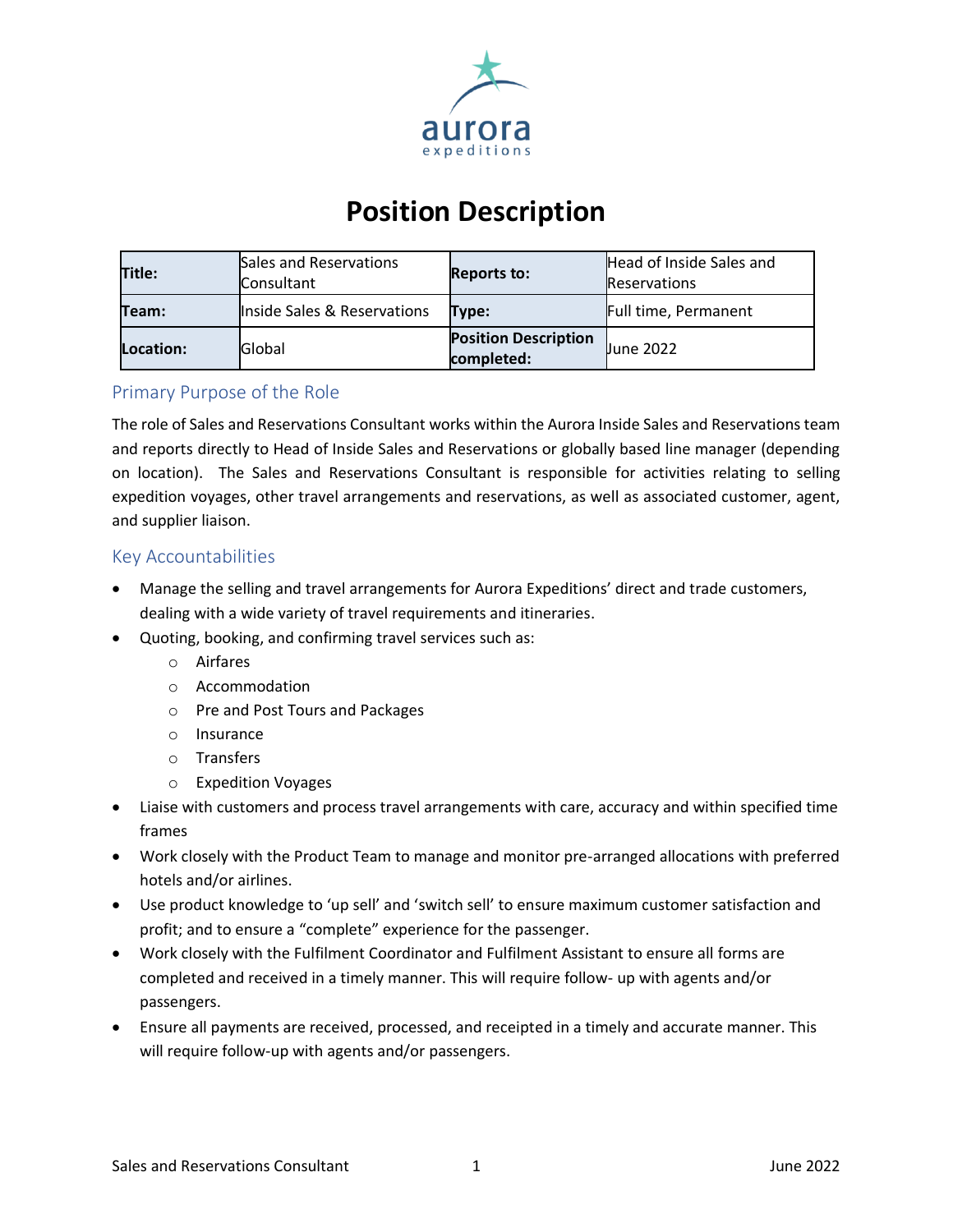# Position Description

| Title: | Sales and Reservations Consultant | Reports to: | Head of Inside Sales and Reservations |
|---|---|---|---|
| Team: | Inside Sales & Reservations | Type: | Full time, Permanent |
| Location: | Global | Position Description completed: | June 2022 |

## Primary Purpose of the Role

The role of Sales and Reservations Consultant works within the Aurora Inside Sales and Reservations team and reports directly to Head of Inside Sales and Reservations or globally based line manager (depending on location). The Sales and Reservations Consultant is responsible for activities relating to selling expedition voyages, other travel arrangements and reservations, as well as associated customer, agent, and supplier liaison.

## Key Accountabilities

- Manage the selling and travel arrangements for Aurora Expeditions' direct and trade customers, dealing with a wide variety of travel requirements and itineraries.
- Quoting, booking, and confirming travel services such as:
  - Airfares
  - Accommodation
  - Pre and Post Tours and Packages
  - Insurance
  - Transfers
  - Expedition Voyages
- Liaise with customers and process travel arrangements with care, accuracy and within specified time frames
- Work closely with the Product Team to manage and monitor pre-arranged allocations with preferred hotels and/or airlines.
- Use product knowledge to 'up sell' and 'switch sell' to ensure maximum customer satisfaction and profit; and to ensure a "complete" experience for the passenger.
- Work closely with the Fulfilment Coordinator and Fulfilment Assistant to ensure all forms are completed and received in a timely manner. This will require follow- up with agents and/or passengers.
- Ensure all payments are received, processed, and receipted in a timely and accurate manner. This will require follow-up with agents and/or passengers.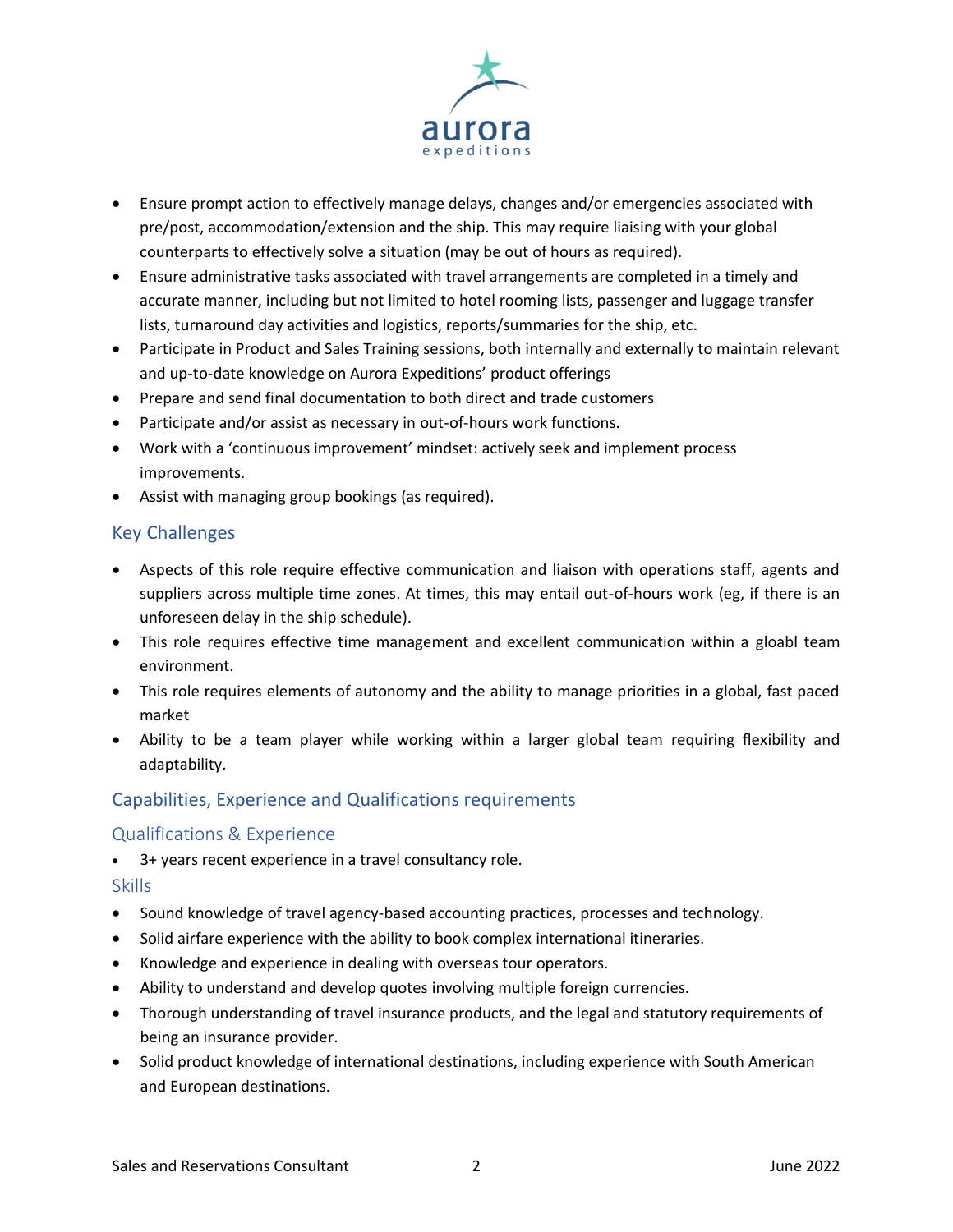- Ensure prompt action to effectively manage delays, changes and/or emergencies associated with pre/post, accommodation/extension and the ship. This may require liaising with your global counterparts to effectively solve a situation (may be out of hours as required).
- Ensure administrative tasks associated with travel arrangements are completed in a timely and accurate manner, including but not limited to hotel rooming lists, passenger and luggage transfer lists, turnaround day activities and logistics, reports/summaries for the ship, etc.
- Participate in Product and Sales Training sessions, both internally and externally to maintain relevant and up-to-date knowledge on Aurora Expeditions' product offerings
- Prepare and send final documentation to both direct and trade customers
- Participate and/or assist as necessary in out-of-hours work functions.
- Work with a 'continuous improvement' mindset: actively seek and implement process improvements.
- Assist with managing group bookings (as required).

## Key Challenges

- Aspects of this role require effective communication and liaison with operations staff, agents and suppliers across multiple time zones. At times, this may entail out-of-hours work (eg, if there is an unforeseen delay in the ship schedule).
- This role requires effective time management and excellent communication within a gloabl team environment.
- This role requires elements of autonomy and the ability to manage priorities in a global, fast paced market
- Ability to be a team player while working within a larger global team requiring flexibility and adaptability.

## Capabilities, Experience and Qualifications requirements

### Qualifications & Experience

- 3+ years recent experience in a travel consultancy role.

### Skills

- Sound knowledge of travel agency-based accounting practices, processes and technology.
- Solid airfare experience with the ability to book complex international itineraries.
- Knowledge and experience in dealing with overseas tour operators.
- Ability to understand and develop quotes involving multiple foreign currencies.
- Thorough understanding of travel insurance products, and the legal and statutory requirements of being an insurance provider.
- Solid product knowledge of international destinations, including experience with South American and European destinations.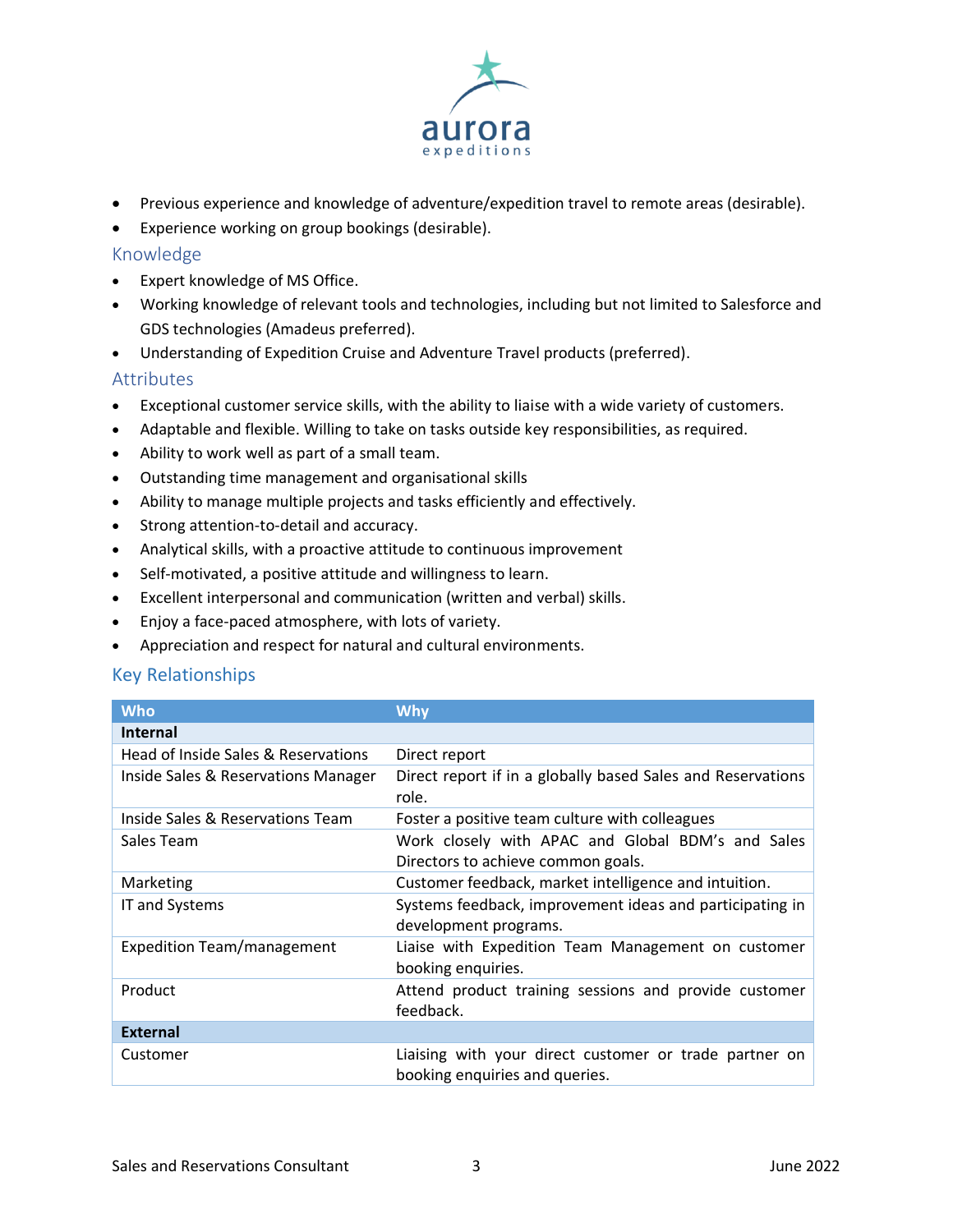- Previous experience and knowledge of adventure/expedition travel to remote areas (desirable).
- Experience working on group bookings (desirable).

## Knowledge

- Expert knowledge of MS Office.
- Working knowledge of relevant tools and technologies, including but not limited to Salesforce and GDS technologies (Amadeus preferred).
- Understanding of Expedition Cruise and Adventure Travel products (preferred).

## Attributes

- Exceptional customer service skills, with the ability to liaise with a wide variety of customers.
- Adaptable and flexible. Willing to take on tasks outside key responsibilities, as required.
- Ability to work well as part of a small team.
- Outstanding time management and organisational skills
- Ability to manage multiple projects and tasks efficiently and effectively.
- Strong attention-to-detail and accuracy.
- Analytical skills, with a proactive attitude to continuous improvement
- Self-motivated, a positive attitude and willingness to learn.
- Excellent interpersonal and communication (written and verbal) skills.
- Enjoy a face-paced atmosphere, with lots of variety.
- Appreciation and respect for natural and cultural environments.

## Key Relationships

| Who | Why |
| --- | --- |
| **Internal** | |
| Head of Inside Sales & Reservations | Direct report |
| Inside Sales & Reservations Manager | Direct report if in a globally based Sales and Reservations role. |
| Inside Sales & Reservations Team | Foster a positive team culture with colleagues |
| Sales Team | Work closely with APAC and Global BDM's and Sales Directors to achieve common goals. |
| Marketing | Customer feedback, market intelligence and intuition. |
| IT and Systems | Systems feedback, improvement ideas and participating in development programs. |
| Expedition Team/management | Liaise with Expedition Team Management on customer booking enquiries. |
| Product | Attend product training sessions and provide customer feedback. |
| **External** | |
| Customer | Liaising with your direct customer or trade partner on booking enquiries and queries. |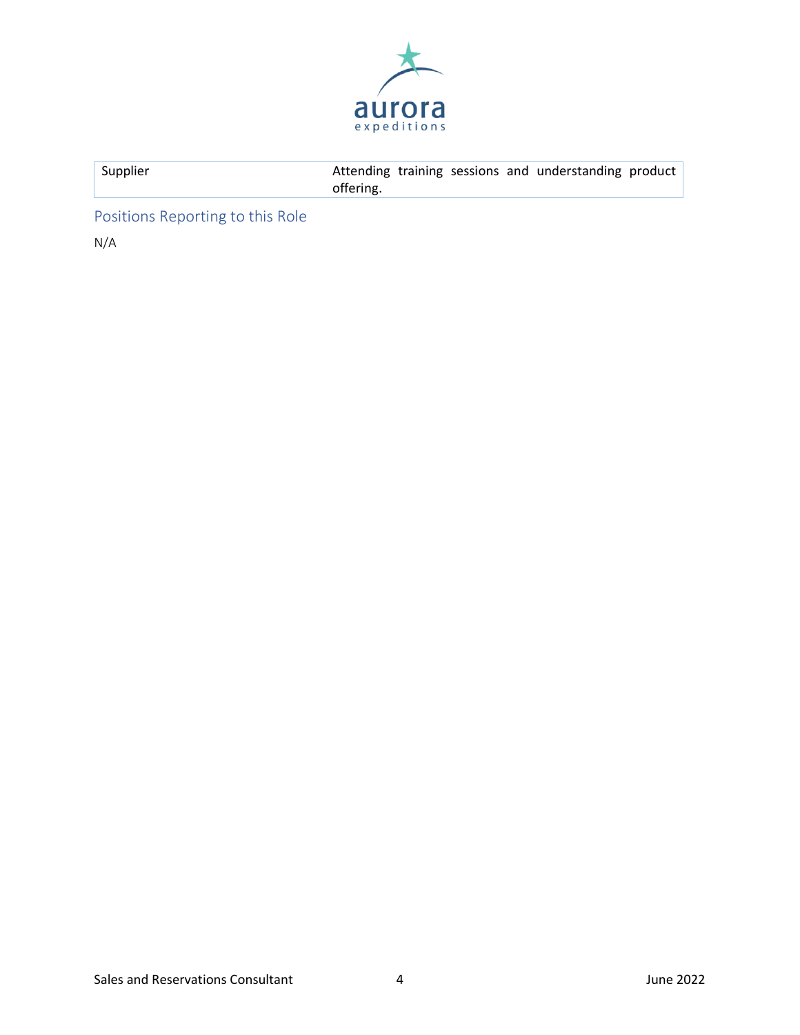| | |
|---|---|
| Supplier | Attending training sessions and understanding product offering. |

## Positions Reporting to this Role

N/A